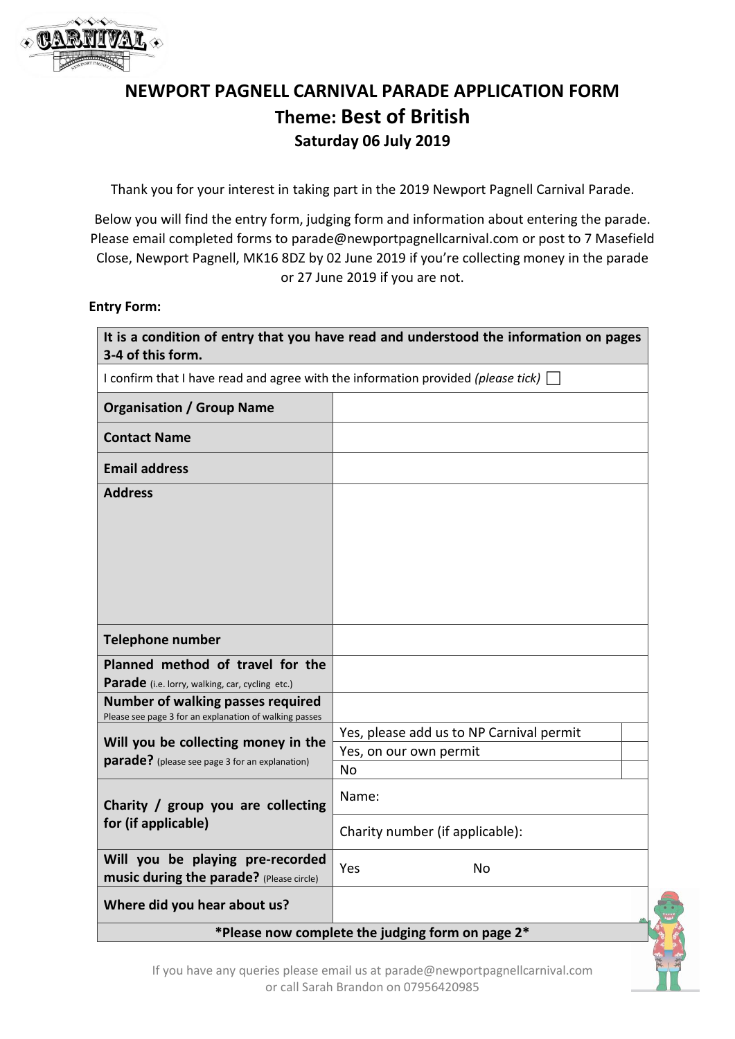# NEWPORT PAGNELL CARNIVAL PARADE APPLICATION FORM

## Theme: Best of British

### Saturday 06 July 2019

Thank you for your interest in taking part in the 2019 Newport Pagnell Carnival Parade.

Below you will find the entry form, judging form and information about entering the parade. Please email completed forms to parade@newportpagnellcarnival.com or post to 7 Masefield Close, Newport Pagnell, MK16 8DZ by 02 June 2019 if you're collecting money in the parade or 27 June 2019 if you are not.

**Entry Form:**

| **It is a condition of entry that you have read and understood the information on pages 3-4 of this form.** | | |
|---|---|---|
| I confirm that I have read and agree with the information provided *(please tick)* ☐ | | |
| **Organisation / Group Name** | | |
| **Contact Name** | | |
| **Email address** | | |
| **Address** | | |
| **Telephone number** | | |
| **Planned method of travel for the Parade** (i.e. lorry, walking, car, cycling etc.) | | |
| **Number of walking passes required** Please see page 3 for an explanation of walking passes | | |
| **Will you be collecting money in the parade?** (please see page 3 for an explanation) | Yes, please add us to NP Carnival permit | |
| | Yes, on our own permit | |
| | No | |
| **Charity / group you are collecting for (if applicable)** | Name: | |
| | Charity number (if applicable): | |
| **Will you be playing pre-recorded music during the parade?** (Please circle) | Yes No | |
| **Where did you hear about us?** | | |
| ***Please now complete the judging form on page 2*** | | |

If you have any queries please email us at parade@newportpagnellcarnival.com or call Sarah Brandon on 07956420985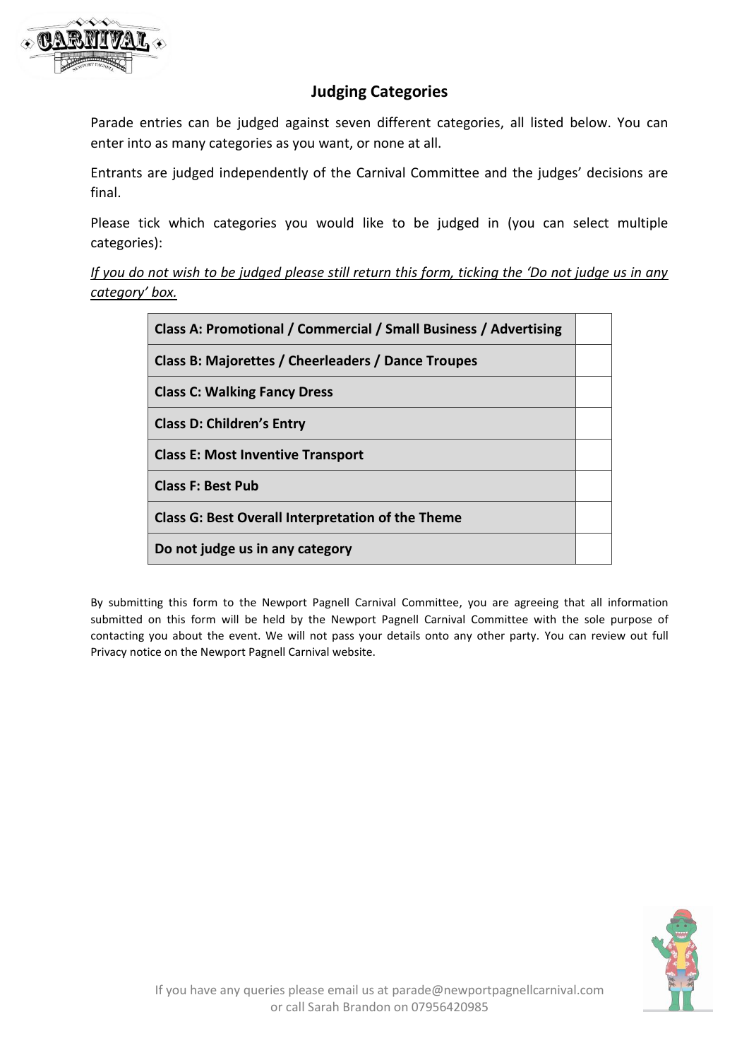## Judging Categories

Parade entries can be judged against seven different categories, all listed below. You can enter into as many categories as you want, or none at all.

Entrants are judged independently of the Carnival Committee and the judges' decisions are final.

Please tick which categories you would like to be judged in (you can select multiple categories):

*If you do not wish to be judged please still return this form, ticking the 'Do not judge us in any category' box.*

| Category | |
|---|---|
| **Class A: Promotional / Commercial / Small Business / Advertising** | |
| **Class B: Majorettes / Cheerleaders / Dance Troupes** | |
| **Class C: Walking Fancy Dress** | |
| **Class D: Children's Entry** | |
| **Class E: Most Inventive Transport** | |
| **Class F: Best Pub** | |
| **Class G: Best Overall Interpretation of the Theme** | |
| **Do not judge us in any category** | |

By submitting this form to the Newport Pagnell Carnival Committee, you are agreeing that all information submitted on this form will be held by the Newport Pagnell Carnival Committee with the sole purpose of contacting you about the event. We will not pass your details onto any other party. You can review out full Privacy notice on the Newport Pagnell Carnival website.

If you have any queries please email us at parade@newportpagnellcarnival.com or call Sarah Brandon on 07956420985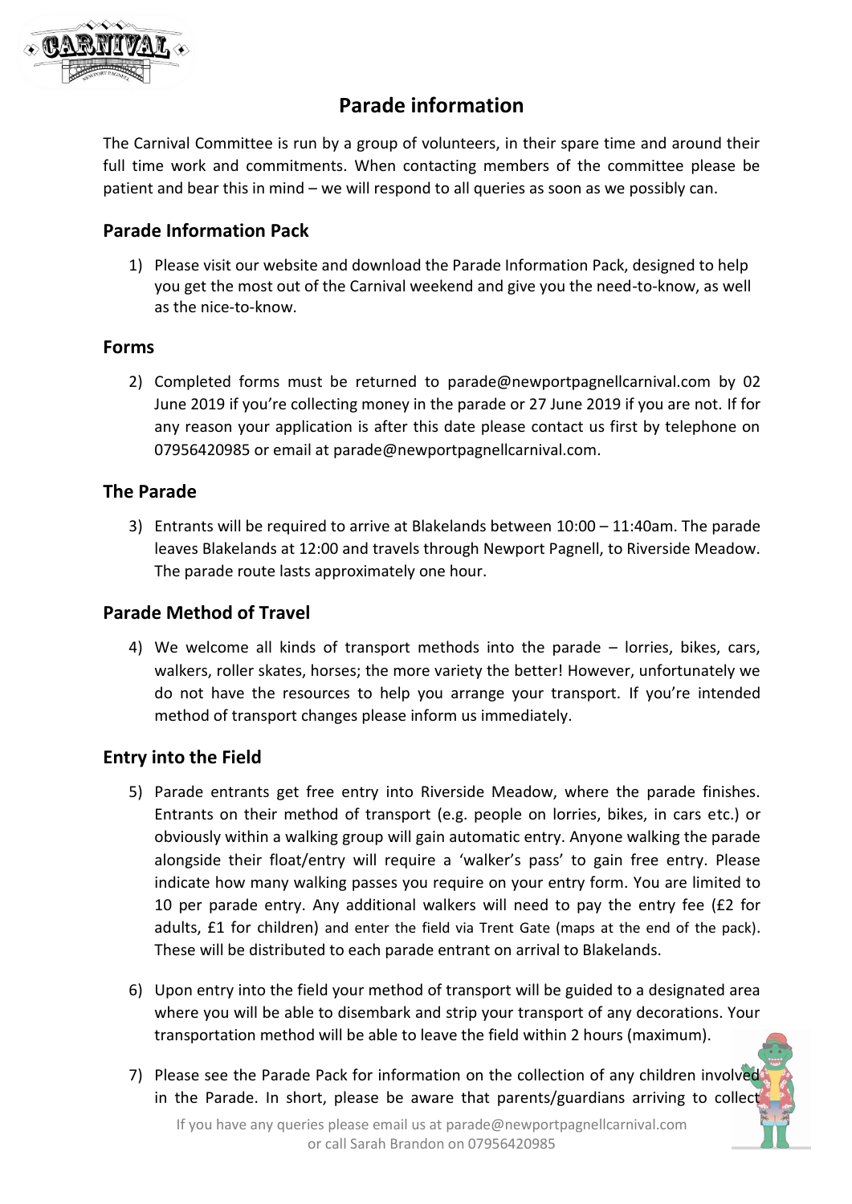# Parade information

The Carnival Committee is run by a group of volunteers, in their spare time and around their full time work and commitments. When contacting members of the committee please be patient and bear this in mind – we will respond to all queries as soon as we possibly can.

## Parade Information Pack

1) Please visit our website and download the Parade Information Pack, designed to help you get the most out of the Carnival weekend and give you the need-to-know, as well as the nice-to-know.

## Forms

2) Completed forms must be returned to parade@newportpagnellcarnival.com by 02 June 2019 if you're collecting money in the parade or 27 June 2019 if you are not. If for any reason your application is after this date please contact us first by telephone on 07956420985 or email at parade@newportpagnellcarnival.com.

## The Parade

3) Entrants will be required to arrive at Blakelands between 10:00 – 11:40am. The parade leaves Blakelands at 12:00 and travels through Newport Pagnell, to Riverside Meadow. The parade route lasts approximately one hour.

## Parade Method of Travel

4) We welcome all kinds of transport methods into the parade – lorries, bikes, cars, walkers, roller skates, horses; the more variety the better! However, unfortunately we do not have the resources to help you arrange your transport. If you're intended method of transport changes please inform us immediately.

## Entry into the Field

5) Parade entrants get free entry into Riverside Meadow, where the parade finishes. Entrants on their method of transport (e.g. people on lorries, bikes, in cars etc.) or obviously within a walking group will gain automatic entry. Anyone walking the parade alongside their float/entry will require a 'walker's pass' to gain free entry. Please indicate how many walking passes you require on your entry form. You are limited to 10 per parade entry. Any additional walkers will need to pay the entry fee (£2 for adults, £1 for children) and enter the field via Trent Gate (maps at the end of the pack). These will be distributed to each parade entrant on arrival to Blakelands.

6) Upon entry into the field your method of transport will be guided to a designated area where you will be able to disembark and strip your transport of any decorations. Your transportation method will be able to leave the field within 2 hours (maximum).

7) Please see the Parade Pack for information on the collection of any children involved in the Parade. In short, please be aware that parents/guardians arriving to collect

If you have any queries please email us at parade@newportpagnellcarnival.com or call Sarah Brandon on 07956420985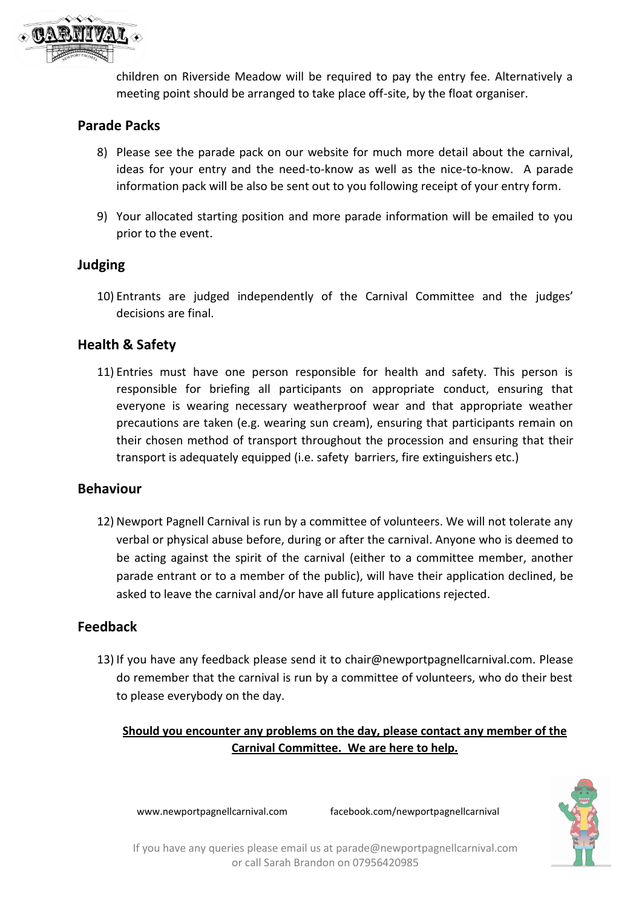children on Riverside Meadow will be required to pay the entry fee. Alternatively a meeting point should be arranged to take place off-site, by the float organiser.

## Parade Packs

8) Please see the parade pack on our website for much more detail about the carnival, ideas for your entry and the need-to-know as well as the nice-to-know. A parade information pack will be also be sent out to you following receipt of your entry form.

9) Your allocated starting position and more parade information will be emailed to you prior to the event.

## Judging

10) Entrants are judged independently of the Carnival Committee and the judges' decisions are final.

## Health & Safety

11) Entries must have one person responsible for health and safety. This person is responsible for briefing all participants on appropriate conduct, ensuring that everyone is wearing necessary weatherproof wear and that appropriate weather precautions are taken (e.g. wearing sun cream), ensuring that participants remain on their chosen method of transport throughout the procession and ensuring that their transport is adequately equipped (i.e. safety barriers, fire extinguishers etc.)

## Behaviour

12) Newport Pagnell Carnival is run by a committee of volunteers. We will not tolerate any verbal or physical abuse before, during or after the carnival. Anyone who is deemed to be acting against the spirit of the carnival (either to a committee member, another parade entrant or to a member of the public), will have their application declined, be asked to leave the carnival and/or have all future applications rejected.

## Feedback

13) If you have any feedback please send it to chair@newportpagnellcarnival.com. Please do remember that the carnival is run by a committee of volunteers, who do their best to please everybody on the day.

**Should you encounter any problems on the day, please contact any member of the Carnival Committee. We are here to help.**

www.newportpagnellcarnival.com facebook.com/newportpagnellcarnival

If you have any queries please email us at parade@newportpagnellcarnival.com or call Sarah Brandon on 07956420985